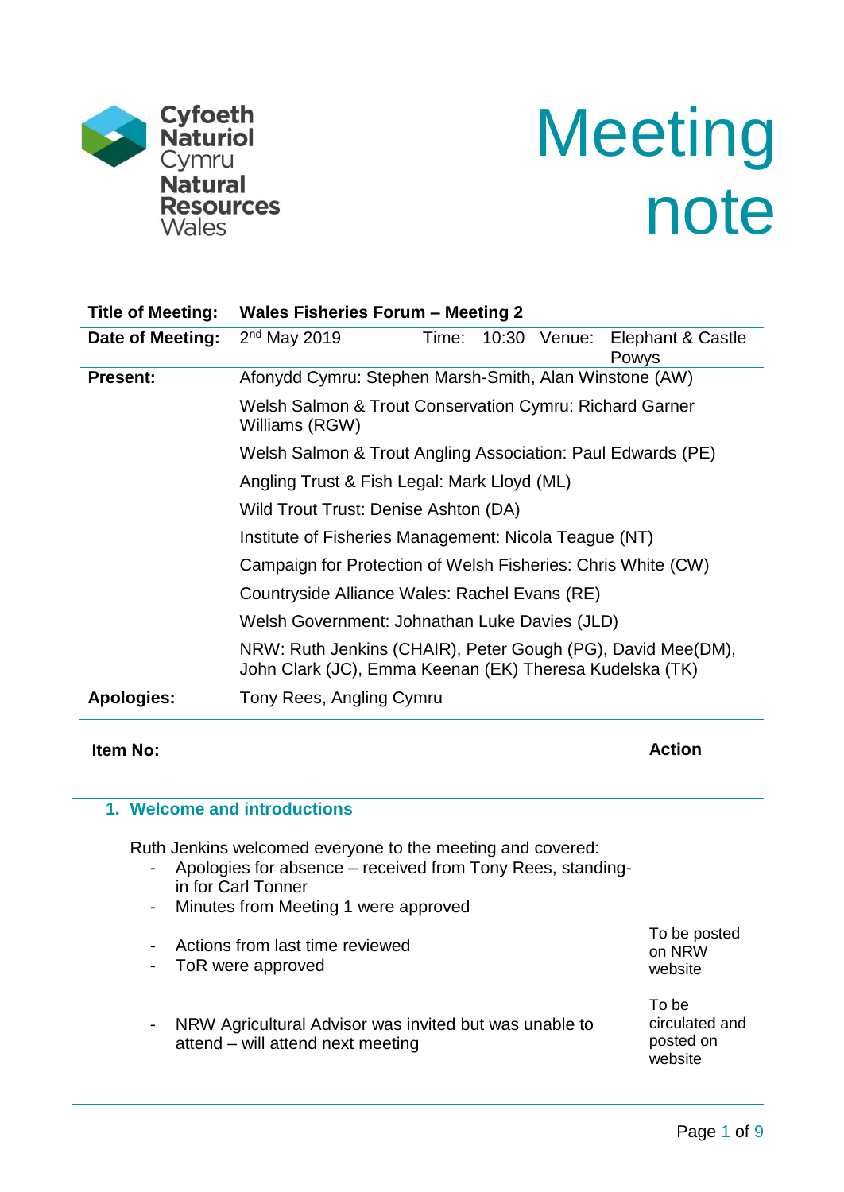Cyfoeth Naturiol Cymru
Natural Resources Wales

# Meeting note

| | |
|---|---|
| **Title of Meeting:** | **Wales Fisheries Forum – Meeting 2** |
| **Date of Meeting:** | 2nd May 2019 Time: 10:30 Venue: Elephant & Castle Powys |
| **Present:** | Afonydd Cymru: Stephen Marsh-Smith, Alan Winstone (AW)<br>Welsh Salmon & Trout Conservation Cymru: Richard Garner Williams (RGW)<br>Welsh Salmon & Trout Angling Association: Paul Edwards (PE)<br>Angling Trust & Fish Legal: Mark Lloyd (ML)<br>Wild Trout Trust: Denise Ashton (DA)<br>Institute of Fisheries Management: Nicola Teague (NT)<br>Campaign for Protection of Welsh Fisheries: Chris White (CW)<br>Countryside Alliance Wales: Rachel Evans (RE)<br>Welsh Government: Johnathan Luke Davies (JLD)<br>NRW: Ruth Jenkins (CHAIR), Peter Gough (PG), David Mee(DM), John Clark (JC), Emma Keenan (EK) Theresa Kudelska (TK) |
| **Apologies:** | Tony Rees, Angling Cymru |

| **Item No:** | **Action** |
|---|---|

## 1. Welcome and introductions

Ruth Jenkins welcomed everyone to the meeting and covered:

- Apologies for absence – received from Tony Rees, standing-in for Carl Tonner
- Minutes from Meeting 1 were approved
- Actions from last time reviewed — *Action: To be posted on NRW website*
- ToR were approved
- NRW Agricultural Advisor was invited but was unable to attend – will attend next meeting — *Action: To be circulated and posted on website*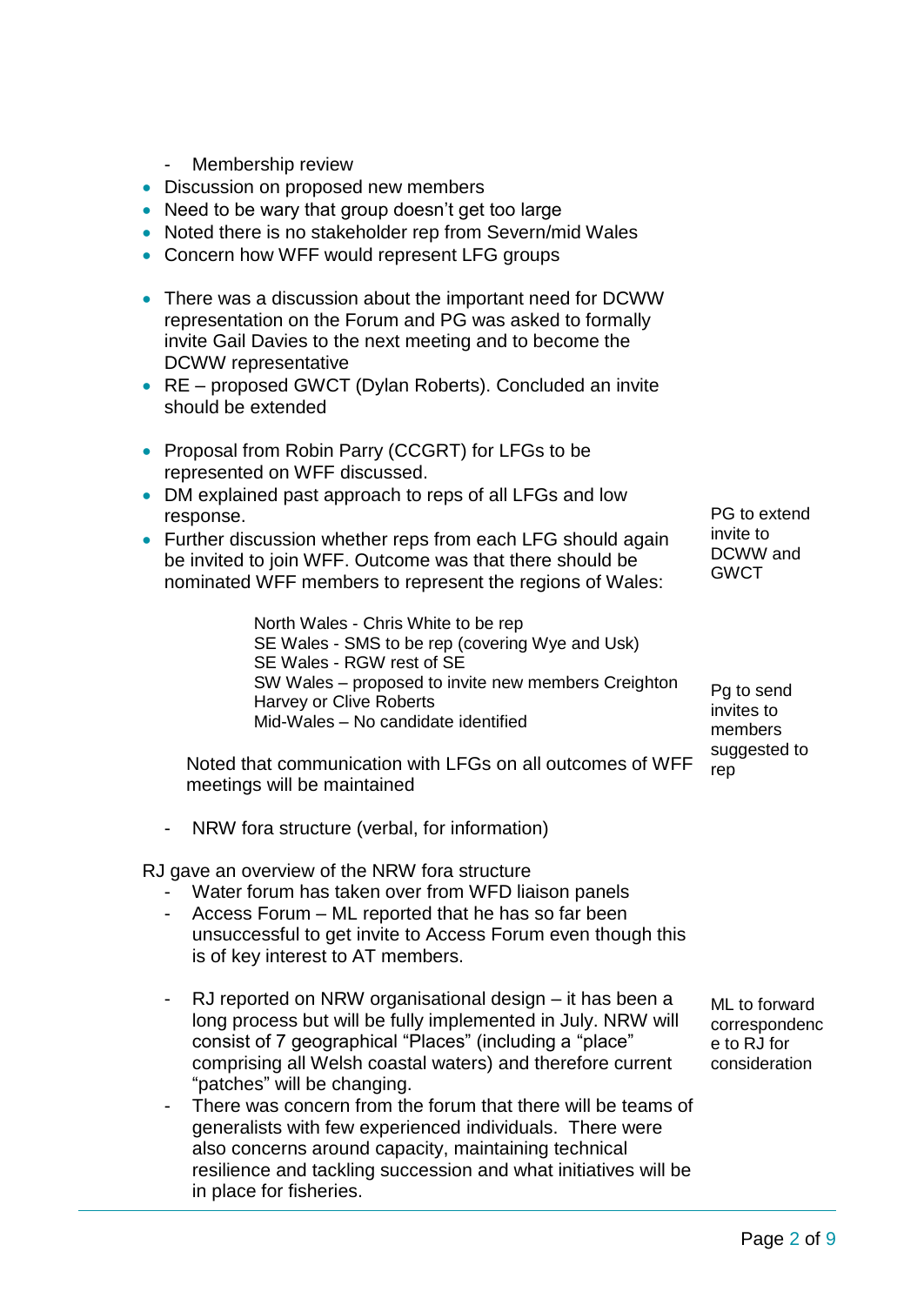- Membership review

- Discussion on proposed new members
- Need to be wary that group doesn't get too large
- Noted there is no stakeholder rep from Severn/mid Wales
- Concern how WFF would represent LFG groups

- There was a discussion about the important need for DCWW representation on the Forum and PG was asked to formally invite Gail Davies to the next meeting and to become the DCWW representative
- RE – proposed GWCT (Dylan Roberts). Concluded an invite should be extended

- Proposal from Robin Parry (CCGRT) for LFGs to be represented on WFF discussed.
- DM explained past approach to reps of all LFGs and low response.
- Further discussion whether reps from each LFG should again be invited to join WFF. Outcome was that there should be nominated WFF members to represent the regions of Wales:

*PG to extend invite to DCWW and GWCT*

> North Wales - Chris White to be rep
> SE Wales - SMS to be rep (covering Wye and Usk)
> SE Wales - RGW rest of SE
> SW Wales – proposed to invite new members Creighton Harvey or Clive Roberts
> Mid-Wales – No candidate identified

*Pg to send invites to members suggested to rep*

Noted that communication with LFGs on all outcomes of WFF meetings will be maintained

- NRW fora structure (verbal, for information)

RJ gave an overview of the NRW fora structure

- Water forum has taken over from WFD liaison panels
- Access Forum – ML reported that he has so far been unsuccessful to get invite to Access Forum even though this is of key interest to AT members.

*ML to forward correspondence to RJ for consideration*

- RJ reported on NRW organisational design – it has been a long process but will be fully implemented in July. NRW will consist of 7 geographical "Places" (including a "place" comprising all Welsh coastal waters) and therefore current "patches" will be changing.
- There was concern from the forum that there will be teams of generalists with few experienced individuals. There were also concerns around capacity, maintaining technical resilience and tackling succession and what initiatives will be in place for fisheries.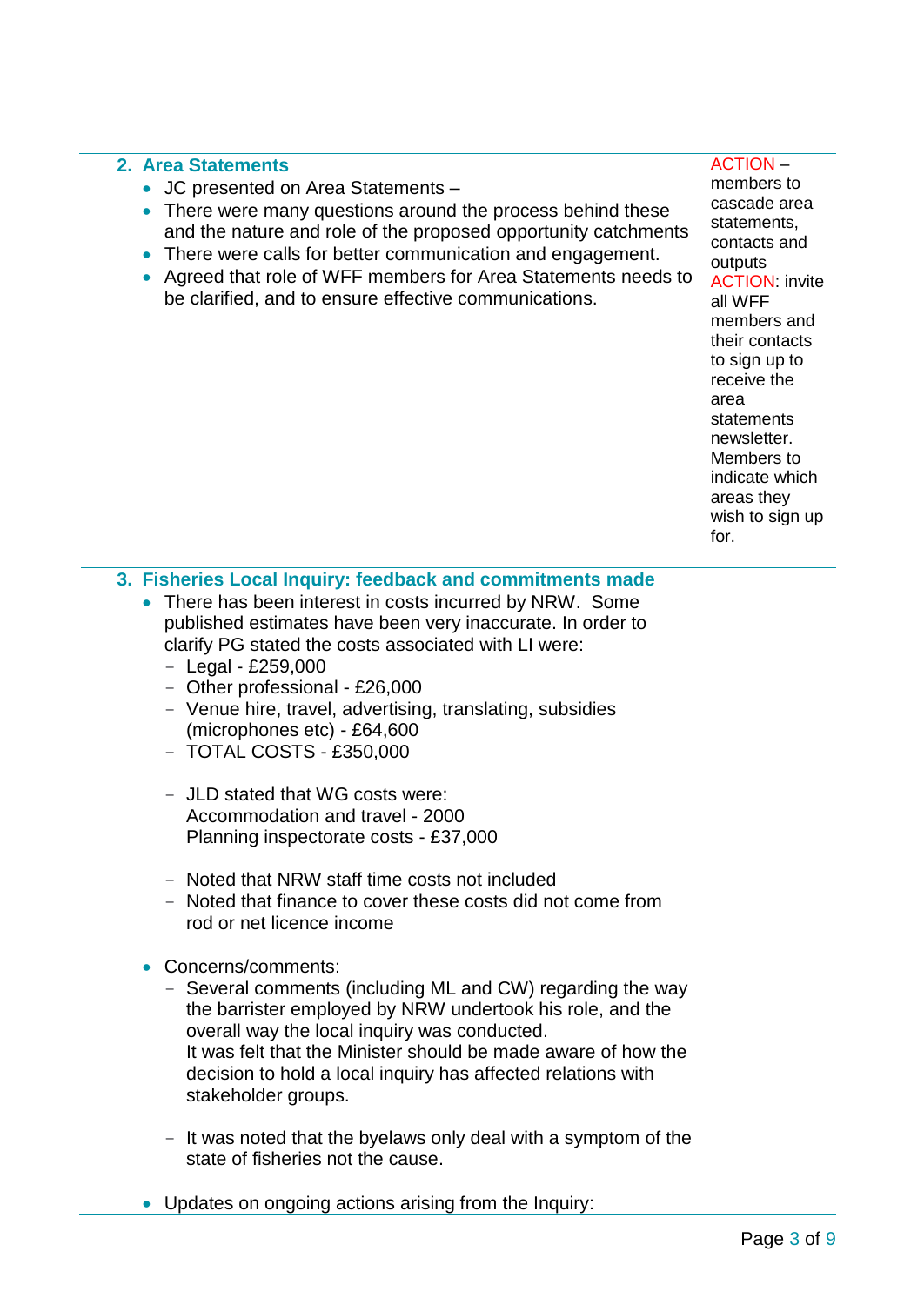## 2. Area Statements

- JC presented on Area Statements –
- There were many questions around the process behind these and the nature and role of the proposed opportunity catchments
- There were calls for better communication and engagement.
- Agreed that role of WFF members for Area Statements needs to be clarified, and to ensure effective communications.

ACTION – members to cascade area statements, contacts and outputs

ACTION: invite all WFF members and their contacts to sign up to receive the area statements newsletter. Members to indicate which areas they wish to sign up for.

## 3. Fisheries Local Inquiry: feedback and commitments made

- There has been interest in costs incurred by NRW. Some published estimates have been very inaccurate. In order to clarify PG stated the costs associated with LI were:
  - Legal - £259,000
  - Other professional - £26,000
  - Venue hire, travel, advertising, translating, subsidies (microphones etc) - £64,600
  - TOTAL COSTS - £350,000

  - JLD stated that WG costs were:
    Accommodation and travel - 2000
    Planning inspectorate costs - £37,000

  - Noted that NRW staff time costs not included
  - Noted that finance to cover these costs did not come from rod or net licence income

- Concerns/comments:
  - Several comments (including ML and CW) regarding the way the barrister employed by NRW undertook his role, and the overall way the local inquiry was conducted.
    It was felt that the Minister should be made aware of how the decision to hold a local inquiry has affected relations with stakeholder groups.

  - It was noted that the byelaws only deal with a symptom of the state of fisheries not the cause.

- Updates on ongoing actions arising from the Inquiry: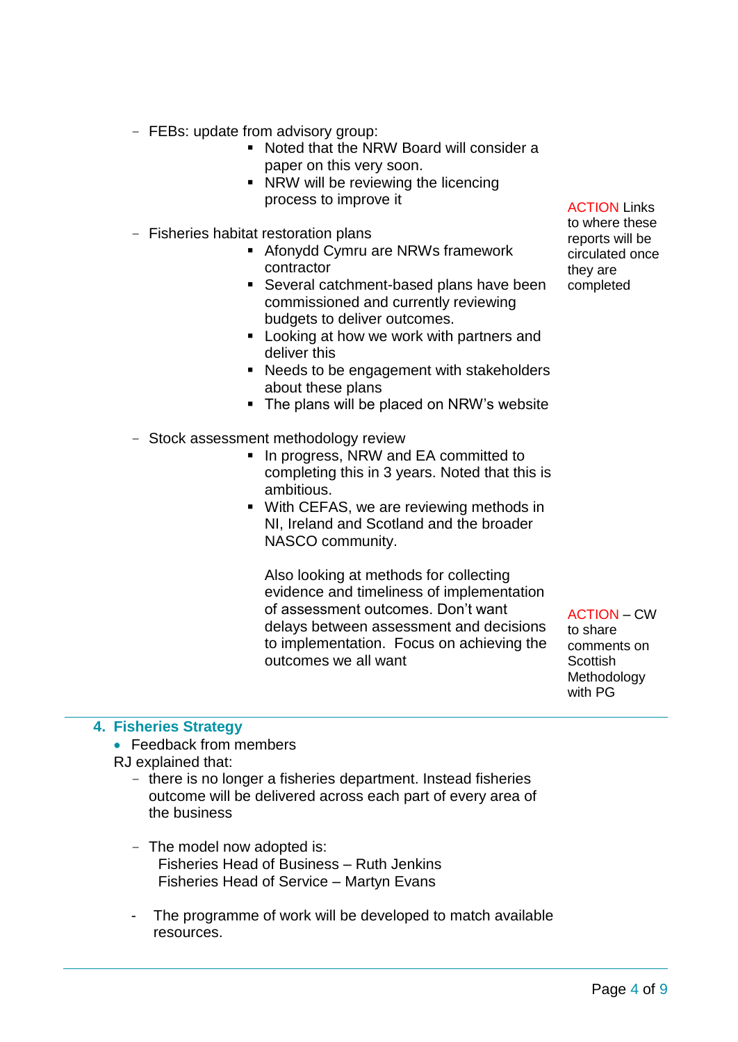- FEBs: update from advisory group:
    - Noted that the NRW Board will consider a paper on this very soon.
    - NRW will be reviewing the licencing process to improve it

- Fisheries habitat restoration plans
    - Afonydd Cymru are NRWs framework contractor
    - Several catchment-based plans have been commissioned and currently reviewing budgets to deliver outcomes.
    - Looking at how we work with partners and deliver this
    - Needs to be engagement with stakeholders about these plans
    - The plans will be placed on NRW's website

ACTION Links to where these reports will be circulated once they are completed

- Stock assessment methodology review
    - In progress, NRW and EA committed to completing this in 3 years. Noted that this is ambitious.
    - With CEFAS, we are reviewing methods in NI, Ireland and Scotland and the broader NASCO community.

      Also looking at methods for collecting evidence and timeliness of implementation of assessment outcomes. Don't want delays between assessment and decisions to implementation. Focus on achieving the outcomes we all want

ACTION – CW to share comments on Scottish Methodology with PG

## 4. Fisheries Strategy

- Feedback from members

RJ explained that:

- there is no longer a fisheries department. Instead fisheries outcome will be delivered across each part of every area of the business

- The model now adopted is:
  Fisheries Head of Business – Ruth Jenkins
  Fisheries Head of Service – Martyn Evans

- The programme of work will be developed to match available resources.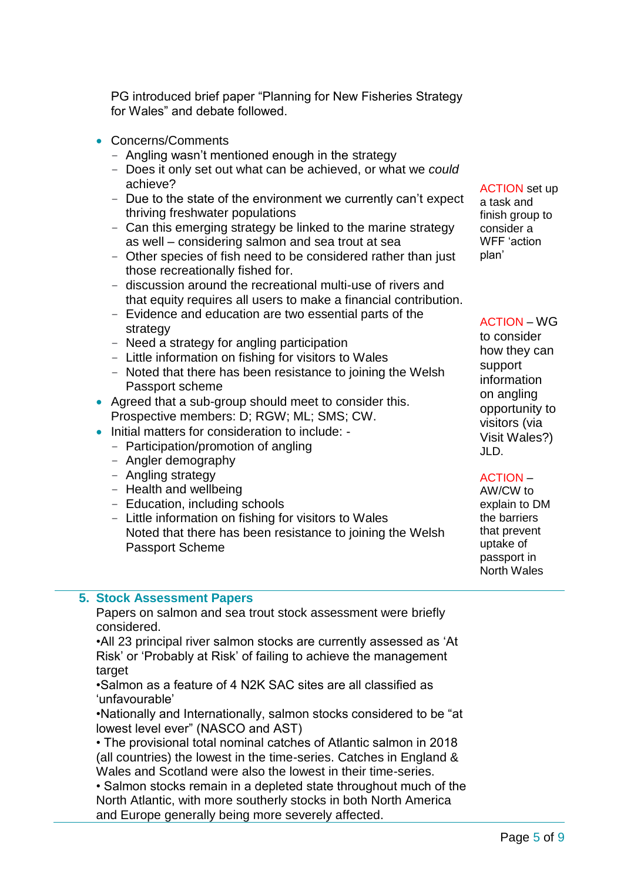PG introduced brief paper "Planning for New Fisheries Strategy for Wales" and debate followed.

- Concerns/Comments
  - Angling wasn't mentioned enough in the strategy
  - Does it only set out what can be achieved, or what we *could* achieve?
  - Due to the state of the environment we currently can't expect thriving freshwater populations
  - Can this emerging strategy be linked to the marine strategy as well – considering salmon and sea trout at sea
  - Other species of fish need to be considered rather than just those recreationally fished for.
  - discussion around the recreational multi-use of rivers and that equity requires all users to make a financial contribution.
  - Evidence and education are two essential parts of the strategy
  - Need a strategy for angling participation
  - Little information on fishing for visitors to Wales
  - Noted that there has been resistance to joining the Welsh Passport scheme
- Agreed that a sub-group should meet to consider this. Prospective members: D; RGW; ML; SMS; CW.
- Initial matters for consideration to include: -
  - Participation/promotion of angling
  - Angler demography
  - Angling strategy
  - Health and wellbeing
  - Education, including schools
  - Little information on fishing for visitors to Wales
    Noted that there has been resistance to joining the Welsh Passport Scheme

ACTION set up a task and finish group to consider a WFF 'action plan'

ACTION – WG to consider how they can support information on angling opportunity to visitors (via Visit Wales?) JLD.

ACTION – AW/CW to explain to DM the barriers that prevent uptake of passport in North Wales

## 5. Stock Assessment Papers

Papers on salmon and sea trout stock assessment were briefly considered.

•All 23 principal river salmon stocks are currently assessed as 'At Risk' or 'Probably at Risk' of failing to achieve the management target

•Salmon as a feature of 4 N2K SAC sites are all classified as 'unfavourable'

•Nationally and Internationally, salmon stocks considered to be "at lowest level ever" (NASCO and AST)

• The provisional total nominal catches of Atlantic salmon in 2018 (all countries) the lowest in the time-series. Catches in England & Wales and Scotland were also the lowest in their time-series.

• Salmon stocks remain in a depleted state throughout much of the North Atlantic, with more southerly stocks in both North America and Europe generally being more severely affected.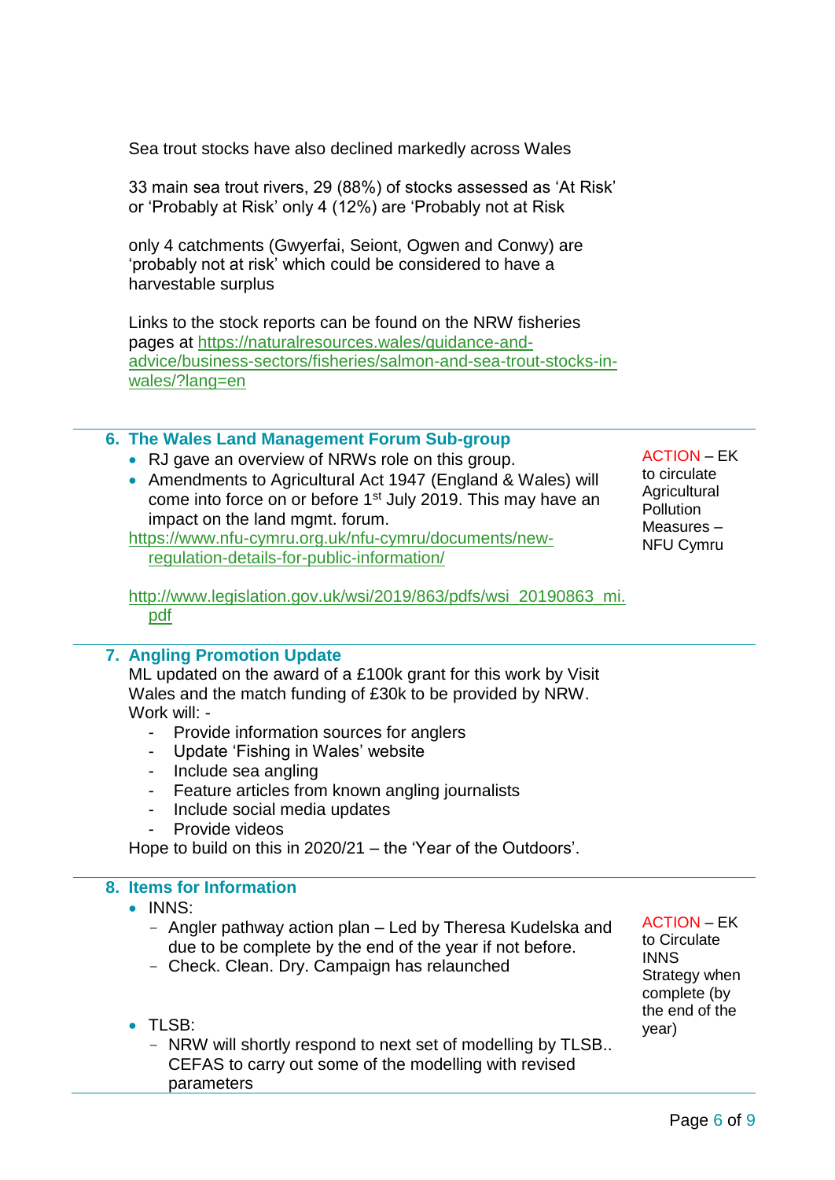Sea trout stocks have also declined markedly across Wales

33 main sea trout rivers, 29 (88%) of stocks assessed as 'At Risk' or 'Probably at Risk' only 4 (12%) are 'Probably not at Risk

only 4 catchments (Gwyerfai, Seiont, Ogwen and Conwy) are 'probably not at risk' which could be considered to have a harvestable surplus

Links to the stock reports can be found on the NRW fisheries pages at https://naturalresources.wales/guidance-and-advice/business-sectors/fisheries/salmon-and-sea-trout-stocks-in-wales/?lang=en

## 6. The Wales Land Management Forum Sub-group

- RJ gave an overview of NRWs role on this group.
- Amendments to Agricultural Act 1947 (England & Wales) will come into force on or before 1st July 2019. This may have an impact on the land mgmt. forum.

https://www.nfu-cymru.org.uk/nfu-cymru/documents/new-regulation-details-for-public-information/

http://www.legislation.gov.uk/wsi/2019/863/pdfs/wsi_20190863_mi.pdf

ACTION – EK to circulate Agricultural Pollution Measures – NFU Cymru

## 7. Angling Promotion Update

ML updated on the award of a £100k grant for this work by Visit Wales and the match funding of £30k to be provided by NRW. Work will: -

- Provide information sources for anglers
- Update 'Fishing in Wales' website
- Include sea angling
- Feature articles from known angling journalists
- Include social media updates
- Provide videos

Hope to build on this in 2020/21 – the 'Year of the Outdoors'.

## 8. Items for Information

- INNS:
  - Angler pathway action plan – Led by Theresa Kudelska and due to be complete by the end of the year if not before.
  - Check. Clean. Dry. Campaign has relaunched

ACTION – EK to Circulate INNS Strategy when complete (by the end of the year)

- TLSB:
  - NRW will shortly respond to next set of modelling by TLSB.. CEFAS to carry out some of the modelling with revised parameters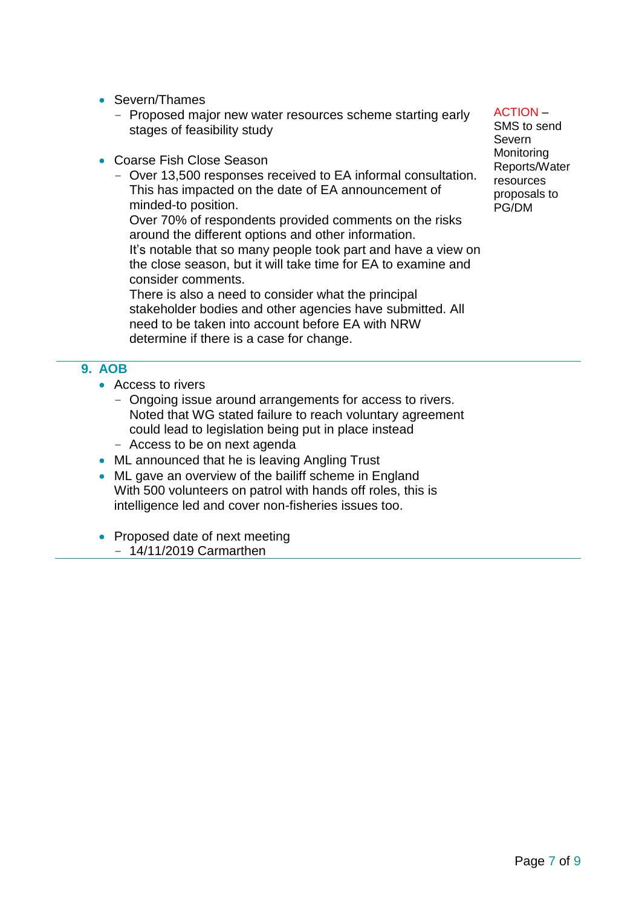- Severn/Thames
  - Proposed major new water resources scheme starting early stages of feasibility study

**ACTION** – SMS to send Severn Monitoring Reports/Water resources proposals to PG/DM

- Coarse Fish Close Season
  - Over 13,500 responses received to EA informal consultation. This has impacted on the date of EA announcement of minded-to position.
    Over 70% of respondents provided comments on the risks around the different options and other information.
    It's notable that so many people took part and have a view on the close season, but it will take time for EA to examine and consider comments.
    There is also a need to consider what the principal stakeholder bodies and other agencies have submitted. All need to be taken into account before EA with NRW determine if there is a case for change.

## 9. AOB

- Access to rivers
  - Ongoing issue around arrangements for access to rivers. Noted that WG stated failure to reach voluntary agreement could lead to legislation being put in place instead
  - Access to be on next agenda
- ML announced that he is leaving Angling Trust
- ML gave an overview of the bailiff scheme in England
  With 500 volunteers on patrol with hands off roles, this is intelligence led and cover non-fisheries issues too.

- Proposed date of next meeting
  - 14/11/2019 Carmarthen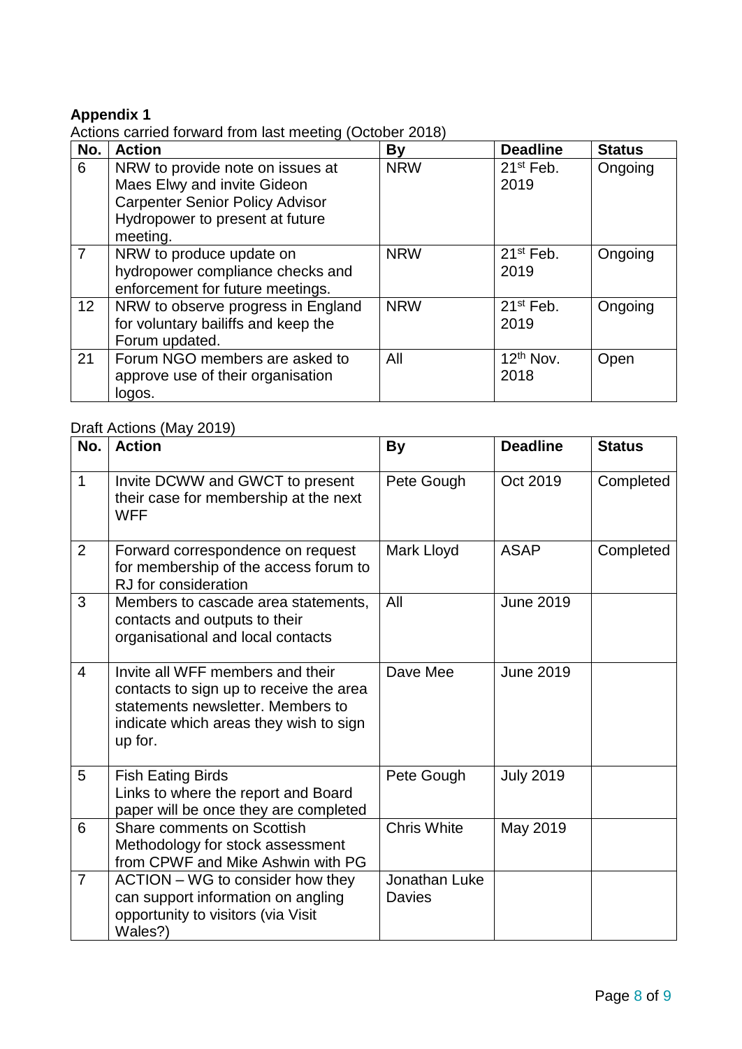**Appendix 1**

Actions carried forward from last meeting (October 2018)

| No. | Action | By | Deadline | Status |
|---|---|---|---|---|
| 6 | NRW to provide note on issues at Maes Elwy and invite Gideon Carpenter Senior Policy Advisor Hydropower to present at future meeting. | NRW | 21st Feb. 2019 | Ongoing |
| 7 | NRW to produce update on hydropower compliance checks and enforcement for future meetings. | NRW | 21st Feb. 2019 | Ongoing |
| 12 | NRW to observe progress in England for voluntary bailiffs and keep the Forum updated. | NRW | 21st Feb. 2019 | Ongoing |
| 21 | Forum NGO members are asked to approve use of their organisation logos. | All | 12th Nov. 2018 | Open |

Draft Actions (May 2019)

| No. | Action | By | Deadline | Status |
|---|---|---|---|---|
| 1 | Invite DCWW and GWCT to present their case for membership at the next WFF | Pete Gough | Oct 2019 | Completed |
| 2 | Forward correspondence on request for membership of the access forum to RJ for consideration | Mark Lloyd | ASAP | Completed |
| 3 | Members to cascade area statements, contacts and outputs to their organisational and local contacts | All | June 2019 | |
| 4 | Invite all WFF members and their contacts to sign up to receive the area statements newsletter. Members to indicate which areas they wish to sign up for. | Dave Mee | June 2019 | |
| 5 | Fish Eating Birds<br>Links to where the report and Board paper will be once they are completed | Pete Gough | July 2019 | |
| 6 | Share comments on Scottish Methodology for stock assessment from CPWF and Mike Ashwin with PG | Chris White | May 2019 | |
| 7 | ACTION – WG to consider how they can support information on angling opportunity to visitors (via Visit Wales?) | Jonathan Luke Davies | | |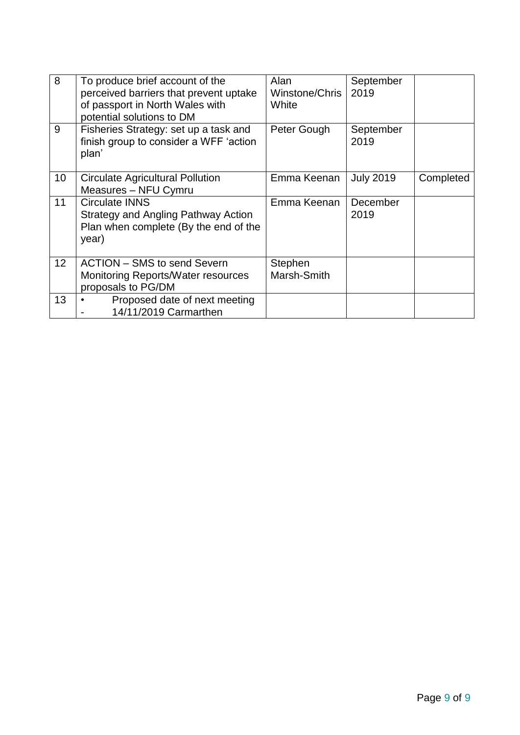| | | | | |
|---|---|---|---|---|
| 8 | To produce brief account of the perceived barriers that prevent uptake of passport in North Wales with potential solutions to DM | Alan Winstone/Chris White | September 2019 | |
| 9 | Fisheries Strategy: set up a task and finish group to consider a WFF 'action plan' | Peter Gough | September 2019 | |
| 10 | Circulate Agricultural Pollution Measures – NFU Cymru | Emma Keenan | July 2019 | Completed |
| 11 | Circulate INNS Strategy and Angling Pathway Action Plan when complete (By the end of the year) | Emma Keenan | December 2019 | |
| 12 | ACTION – SMS to send Severn Monitoring Reports/Water resources proposals to PG/DM | Stephen Marsh-Smith | | |
| 13 | • Proposed date of next meeting - 14/11/2019 Carmarthen | | | |